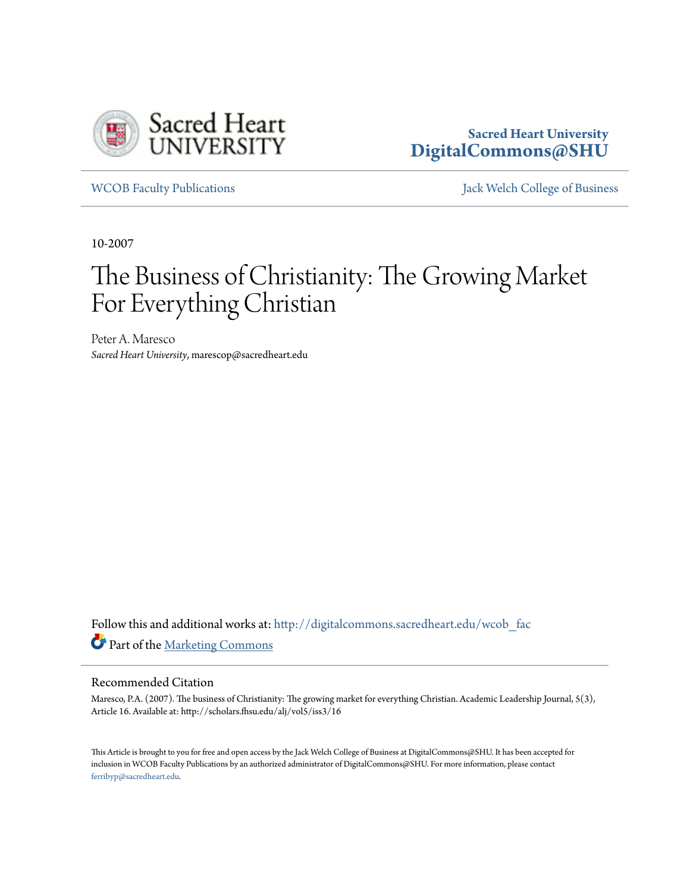Sacred Heart University
DigitalCommons@SHU

WCOB Faculty Publications | Jack Welch College of Business

10-2007

# The Business of Christianity: The Growing Market For Everything Christian

Peter A. Maresco
*Sacred Heart University*, marescop@sacredheart.edu

Follow this and additional works at: http://digitalcommons.sacredheart.edu/wcob_fac

Part of the Marketing Commons

## Recommended Citation

Maresco, P.A. (2007). The business of Christianity: The growing market for everything Christian. Academic Leadership Journal, 5(3), Article 16. Available at: http://scholars.fhsu.edu/alj/vol5/iss3/16

This Article is brought to you for free and open access by the Jack Welch College of Business at DigitalCommons@SHU. It has been accepted for inclusion in WCOB Faculty Publications by an authorized administrator of DigitalCommons@SHU. For more information, please contact ferribyp@sacredheart.edu.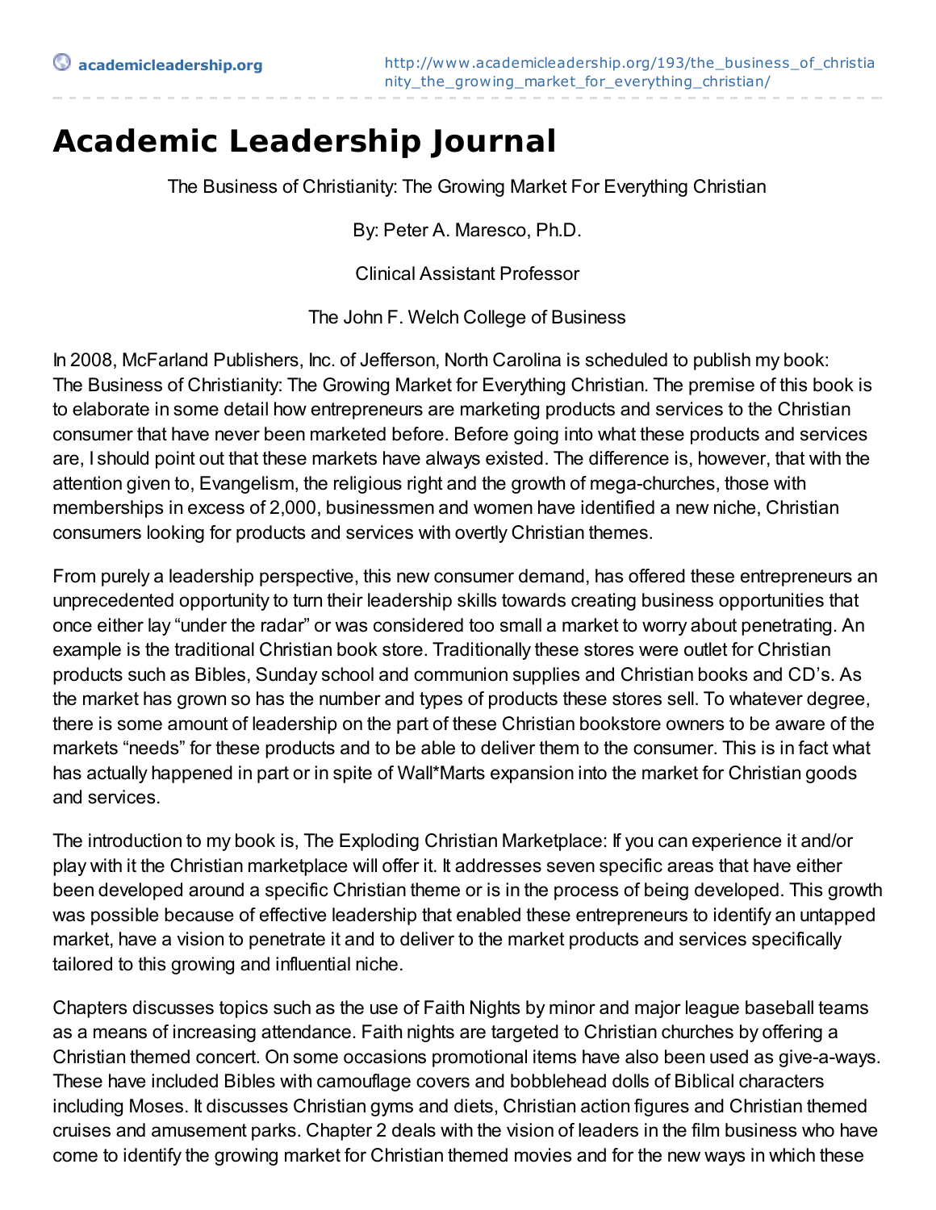# Academic Leadership Journal

The Business of Christianity: The Growing Market For Everything Christian

By: Peter A. Maresco, Ph.D.

Clinical Assistant Professor

The John F. Welch College of Business

In 2008, McFarland Publishers, Inc. of Jefferson, North Carolina is scheduled to publish my book: The Business of Christianity: The Growing Market for Everything Christian. The premise of this book is to elaborate in some detail how entrepreneurs are marketing products and services to the Christian consumer that have never been marketed before. Before going into what these products and services are, I should point out that these markets have always existed. The difference is, however, that with the attention given to, Evangelism, the religious right and the growth of mega-churches, those with memberships in excess of 2,000, businessmen and women have identified a new niche, Christian consumers looking for products and services with overtly Christian themes.

From purely a leadership perspective, this new consumer demand, has offered these entrepreneurs an unprecedented opportunity to turn their leadership skills towards creating business opportunities that once either lay "under the radar" or was considered too small a market to worry about penetrating. An example is the traditional Christian book store. Traditionally these stores were outlet for Christian products such as Bibles, Sunday school and communion supplies and Christian books and CD's. As the market has grown so has the number and types of products these stores sell. To whatever degree, there is some amount of leadership on the part of these Christian bookstore owners to be aware of the markets "needs" for these products and to be able to deliver them to the consumer. This is in fact what has actually happened in part or in spite of Wall*Marts expansion into the market for Christian goods and services.

The introduction to my book is, The Exploding Christian Marketplace: If you can experience it and/or play with it the Christian marketplace will offer it. It addresses seven specific areas that have either been developed around a specific Christian theme or is in the process of being developed. This growth was possible because of effective leadership that enabled these entrepreneurs to identify an untapped market, have a vision to penetrate it and to deliver to the market products and services specifically tailored to this growing and influential niche.

Chapters discusses topics such as the use of Faith Nights by minor and major league baseball teams as a means of increasing attendance. Faith nights are targeted to Christian churches by offering a Christian themed concert. On some occasions promotional items have also been used as give-a-ways. These have included Bibles with camouflage covers and bobblehead dolls of Biblical characters including Moses. It discusses Christian gyms and diets, Christian action figures and Christian themed cruises and amusement parks. Chapter 2 deals with the vision of leaders in the film business who have come to identify the growing market for Christian themed movies and for the new ways in which these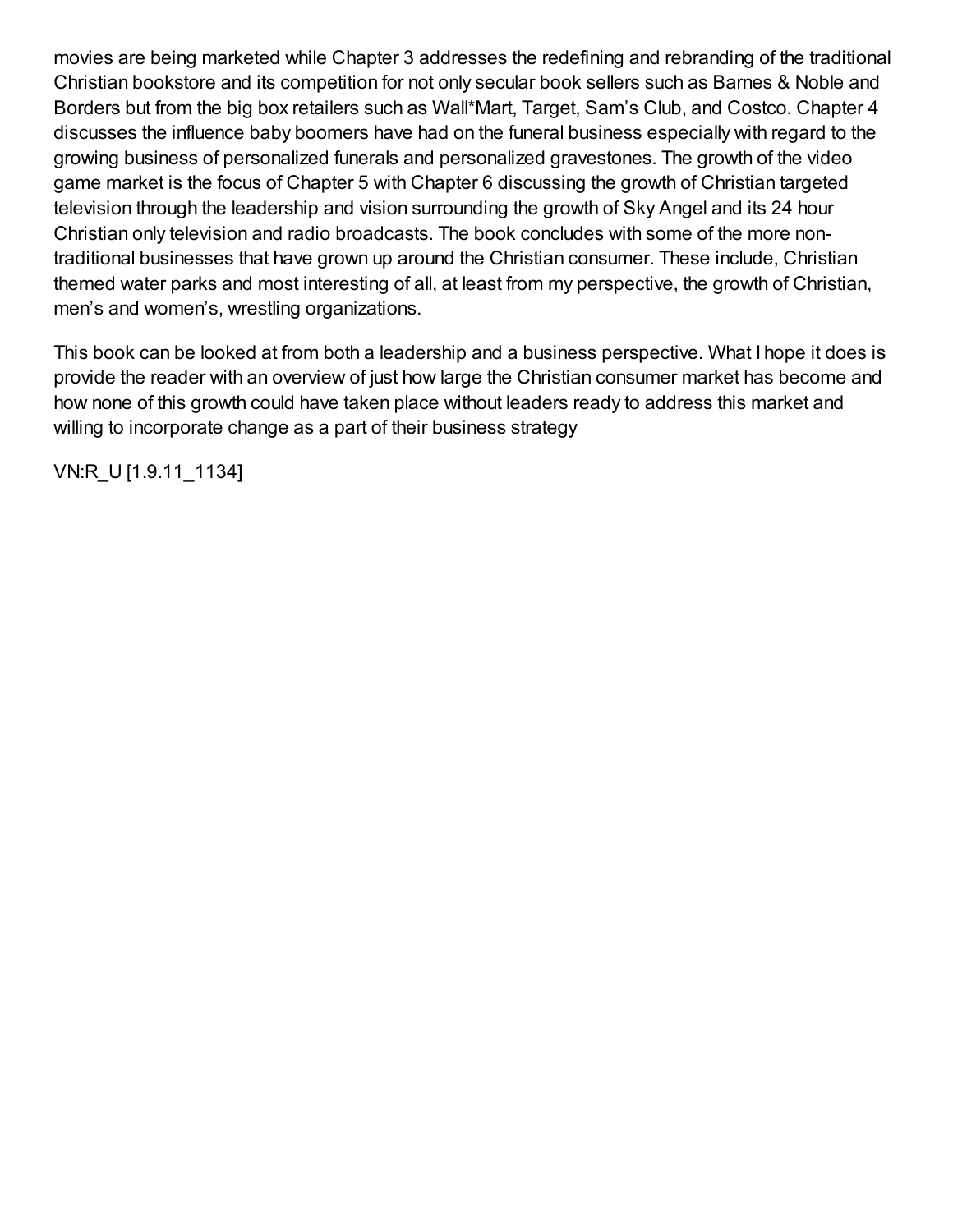movies are being marketed while Chapter 3 addresses the redefining and rebranding of the traditional Christian bookstore and its competition for not only secular book sellers such as Barnes & Noble and Borders but from the big box retailers such as Wall*Mart, Target, Sam's Club, and Costco. Chapter 4 discusses the influence baby boomers have had on the funeral business especially with regard to the growing business of personalized funerals and personalized gravestones. The growth of the video game market is the focus of Chapter 5 with Chapter 6 discussing the growth of Christian targeted television through the leadership and vision surrounding the growth of Sky Angel and its 24 hour Christian only television and radio broadcasts. The book concludes with some of the more non-traditional businesses that have grown up around the Christian consumer. These include, Christian themed water parks and most interesting of all, at least from my perspective, the growth of Christian, men's and women's, wrestling organizations.

This book can be looked at from both a leadership and a business perspective. What I hope it does is provide the reader with an overview of just how large the Christian consumer market has become and how none of this growth could have taken place without leaders ready to address this market and willing to incorporate change as a part of their business strategy

VN:R_U [1.9.11_1134]